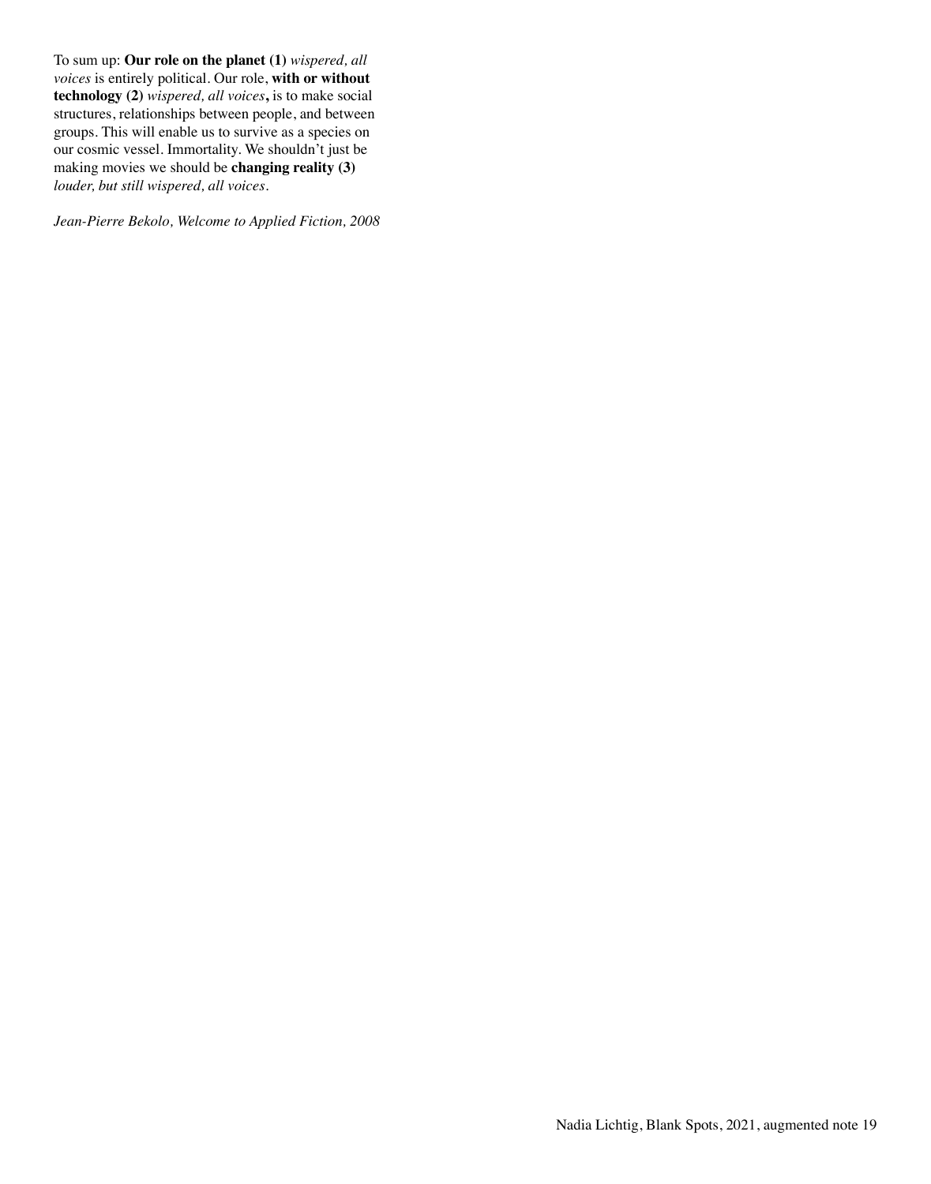To sum up: **Our role on the planet (1)** *wispered, all voices* is entirely political. Our role, **with or without technology (2)** *wispered, all voices***,** is to make social structures, relationships between people, and between groups. This will enable us to survive as a species on our cosmic vessel. Immortality. We shouldn't just be making movies we should be **changing reality (3)** *louder, but still wispered, all voices.*

*Jean-Pierre Bekolo, Welcome to Applied Fiction, 2008*

Nadia Lichtig, Blank Spots, 2021, augmented note 19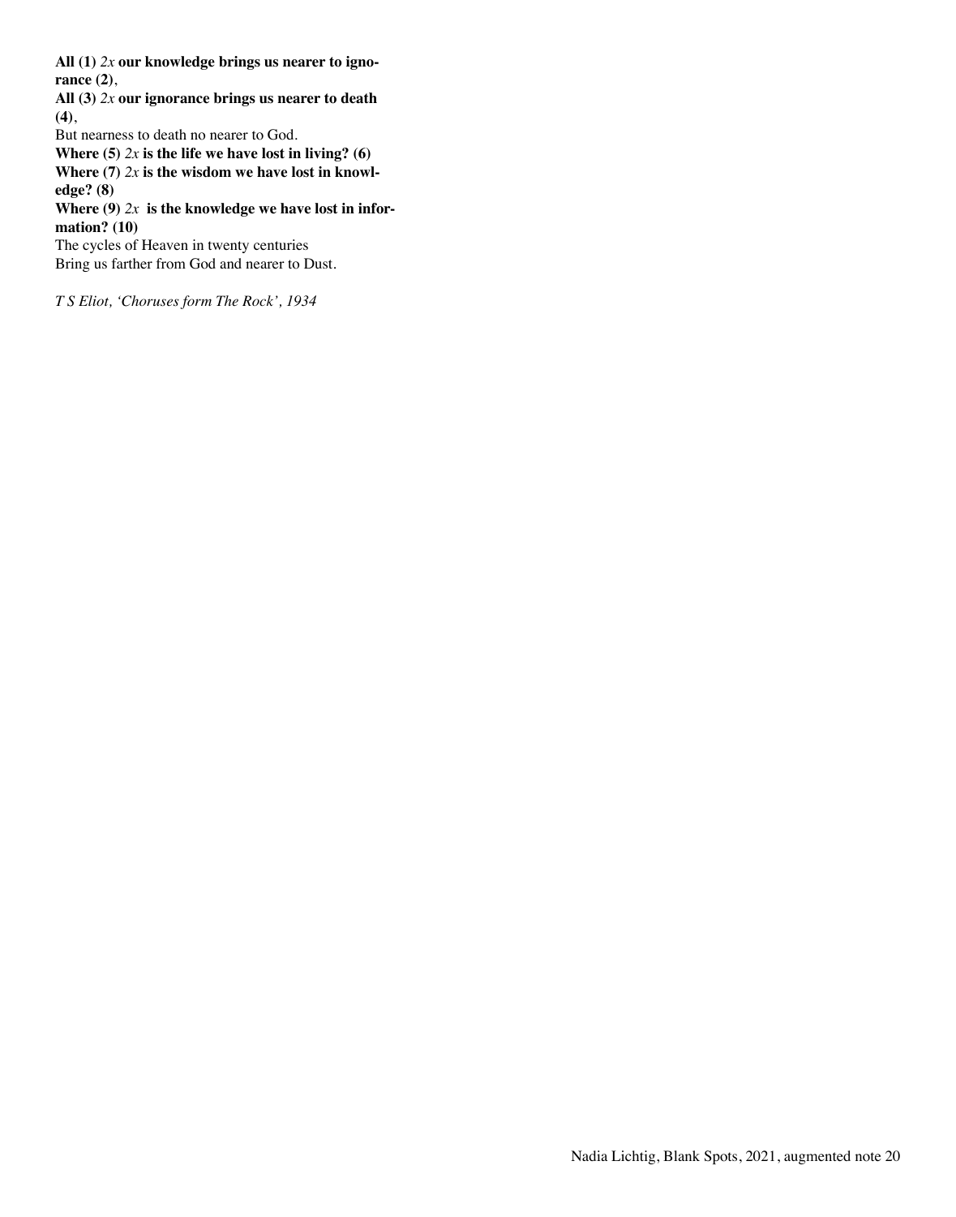**All (1)** *2x* **our knowledge brings us nearer to ignorance (2)**,
**All (3)** *2x* **our ignorance brings us nearer to death (4)**,
But nearness to death no nearer to God.
**Where (5)** *2x* **is the life we have lost in living? (6)**
**Where (7)** *2x* **is the wisdom we have lost in knowledge? (8)**
**Where (9)** *2x* **is the knowledge we have lost in information? (10)**
The cycles of Heaven in twenty centuries
Bring us farther from God and nearer to Dust.

*T S Eliot, 'Choruses form The Rock', 1934*

Nadia Lichtig, Blank Spots, 2021, augmented note 20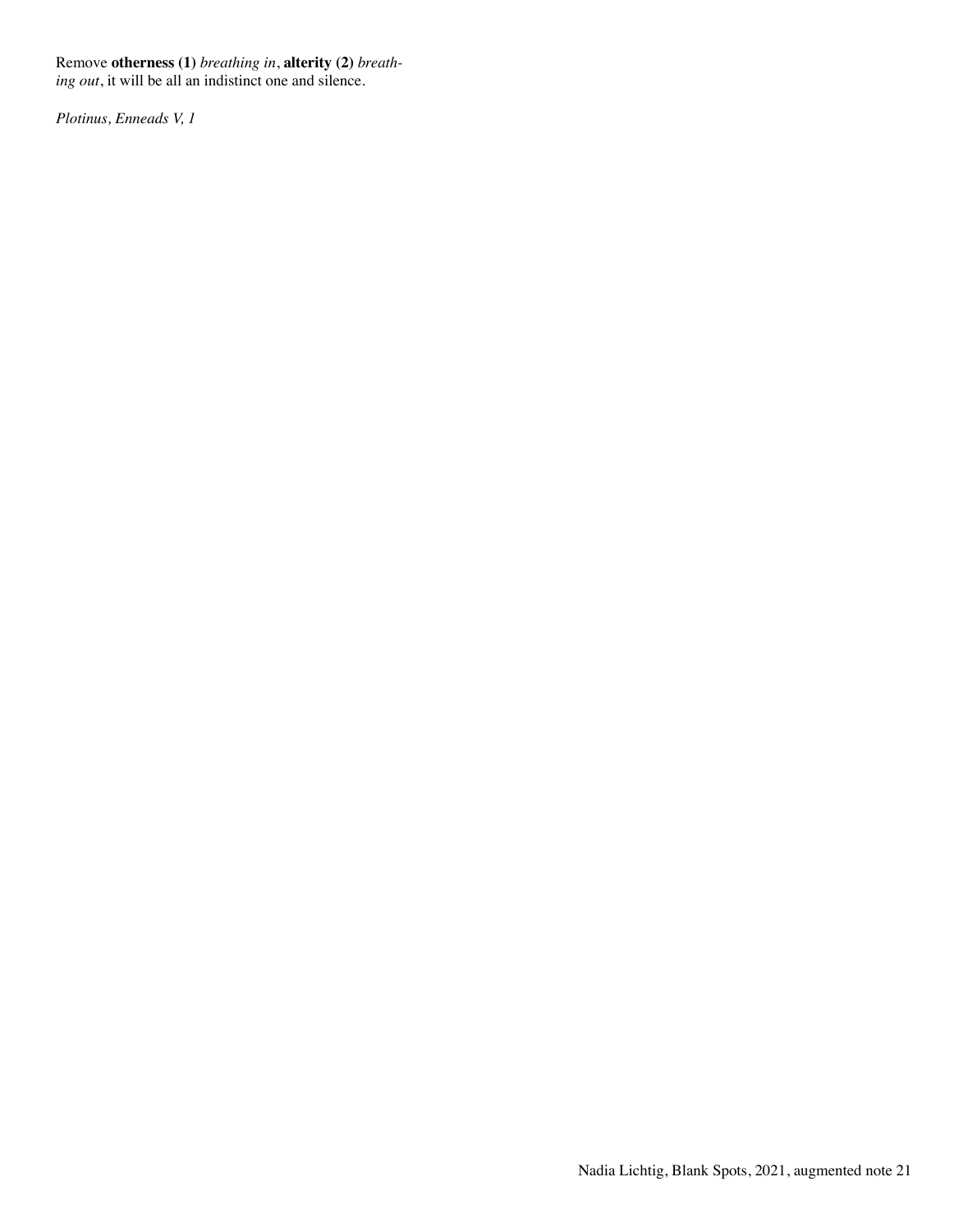Remove **otherness (1)** *breathing in*, **alterity (2)** *breathing out*, it will be all an indistinct one and silence.

*Plotinus, Enneads V, 1*

Nadia Lichtig, Blank Spots, 2021, augmented note 21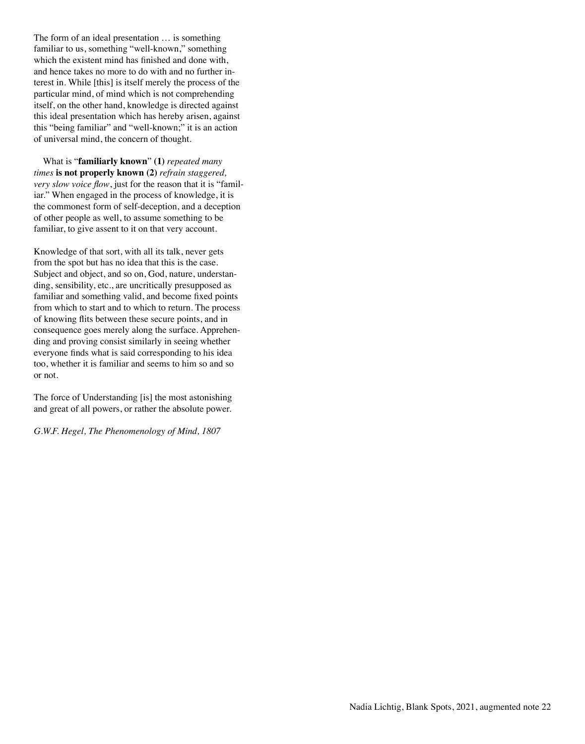The form of an ideal presentation … is something familiar to us, something "well-known," something which the existent mind has finished and done with, and hence takes no more to do with and no further interest in. While [this] is itself merely the process of the particular mind, of mind which is not comprehending itself, on the other hand, knowledge is directed against this ideal presentation which has hereby arisen, against this "being familiar" and "well-known;" it is an action of universal mind, the concern of thought.

What is "**familiarly known**" **(1)** *repeated many times* **is not properly known (2)** *refrain staggered, very slow voice flow*, just for the reason that it is "familiar." When engaged in the process of knowledge, it is the commonest form of self-deception, and a deception of other people as well, to assume something to be familiar, to give assent to it on that very account.

Knowledge of that sort, with all its talk, never gets from the spot but has no idea that this is the case. Subject and object, and so on, God, nature, understanding, sensibility, etc., are uncritically presupposed as familiar and something valid, and become fixed points from which to start and to which to return. The process of knowing flits between these secure points, and in consequence goes merely along the surface. Apprehending and proving consist similarly in seeing whether everyone finds what is said corresponding to his idea too, whether it is familiar and seems to him so and so or not.

The force of Understanding [is] the most astonishing and great of all powers, or rather the absolute power.

*G.W.F. Hegel, The Phenomenology of Mind, 1807*

Nadia Lichtig, Blank Spots, 2021, augmented note 22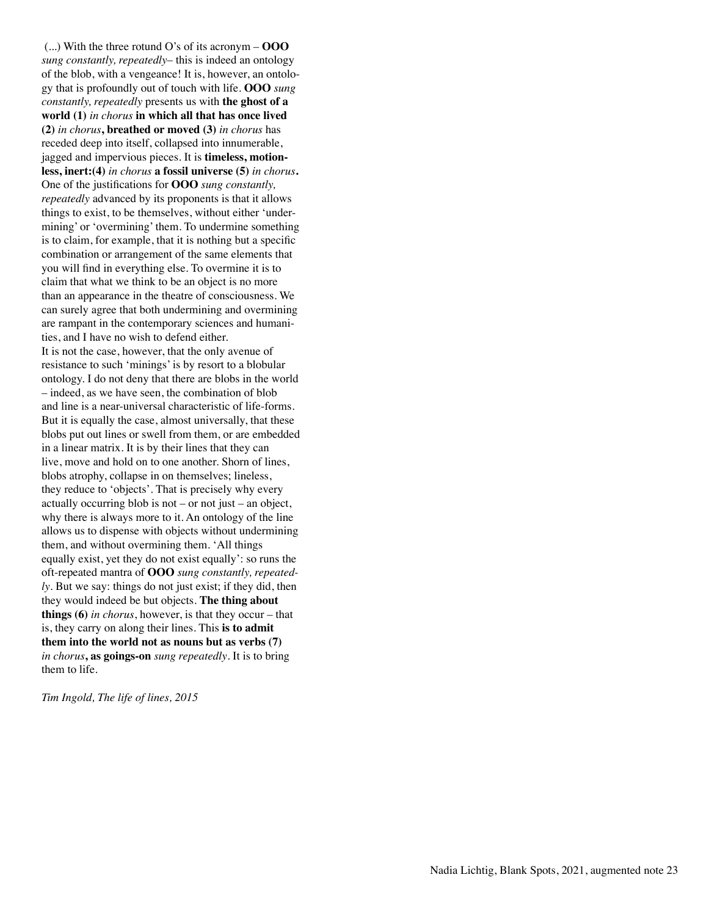(...) With the three rotund O's of its acronym – **OOO** *sung constantly, repeatedly*– this is indeed an ontology of the blob, with a vengeance! It is, however, an ontology that is profoundly out of touch with life. **OOO** *sung constantly, repeatedly* presents us with **the ghost of a world (1)** *in chorus* **in which all that has once lived (2)** *in chorus***, breathed or moved (3)** *in chorus* has receded deep into itself, collapsed into innumerable, jagged and impervious pieces. It is **timeless, motionless, inert:(4)** *in chorus* **a fossil universe (5)** *in chorus***.** One of the justifications for **OOO** *sung constantly, repeatedly* advanced by its proponents is that it allows things to exist, to be themselves, without either 'undermining' or 'overmining' them. To undermine something is to claim, for example, that it is nothing but a specific combination or arrangement of the same elements that you will find in everything else. To overmine it is to claim that what we think to be an object is no more than an appearance in the theatre of consciousness. We can surely agree that both undermining and overmining are rampant in the contemporary sciences and humanities, and I have no wish to defend either.

It is not the case, however, that the only avenue of resistance to such 'minings' is by resort to a blobular ontology. I do not deny that there are blobs in the world – indeed, as we have seen, the combination of blob and line is a near-universal characteristic of life-forms. But it is equally the case, almost universally, that these blobs put out lines or swell from them, or are embedded in a linear matrix. It is by their lines that they can live, move and hold on to one another. Shorn of lines, blobs atrophy, collapse in on themselves; lineless, they reduce to 'objects'. That is precisely why every actually occurring blob is not – or not just – an object, why there is always more to it. An ontology of the line allows us to dispense with objects without undermining them, and without overmining them. 'All things equally exist, yet they do not exist equally': so runs the oft-repeated mantra of **OOO** *sung constantly, repeatedly*. But we say: things do not just exist; if they did, then they would indeed be but objects. **The thing about things (6)** *in chorus*, however, is that they occur – that is, they carry on along their lines. This **is to admit them into the world not as nouns but as verbs (7)** *in chorus***, as goings-on** *sung repeatedly*. It is to bring them to life.

*Tim Ingold, The life of lines, 2015*

Nadia Lichtig, Blank Spots, 2021, augmented note 23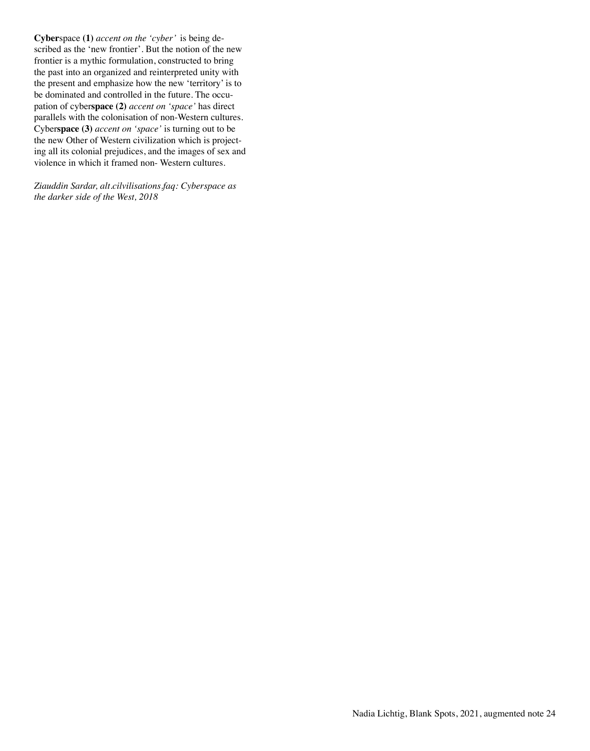**Cyber**space **(1)** *accent on the 'cyber'* is being described as the 'new frontier'. But the notion of the new frontier is a mythic formulation, constructed to bring the past into an organized and reinterpreted unity with the present and emphasize how the new 'territory' is to be dominated and controlled in the future. The occupation of cyber**space (2)** *accent on 'space'* has direct parallels with the colonisation of non-Western cultures. Cyber**space (3)** *accent on 'space'* is turning out to be the new Other of Western civilization which is projecting all its colonial prejudices, and the images of sex and violence in which it framed non- Western cultures.

*Ziauddin Sardar, alt.cilvilisations.faq: Cyberspace as the darker side of the West, 2018*

Nadia Lichtig, Blank Spots, 2021, augmented note 24